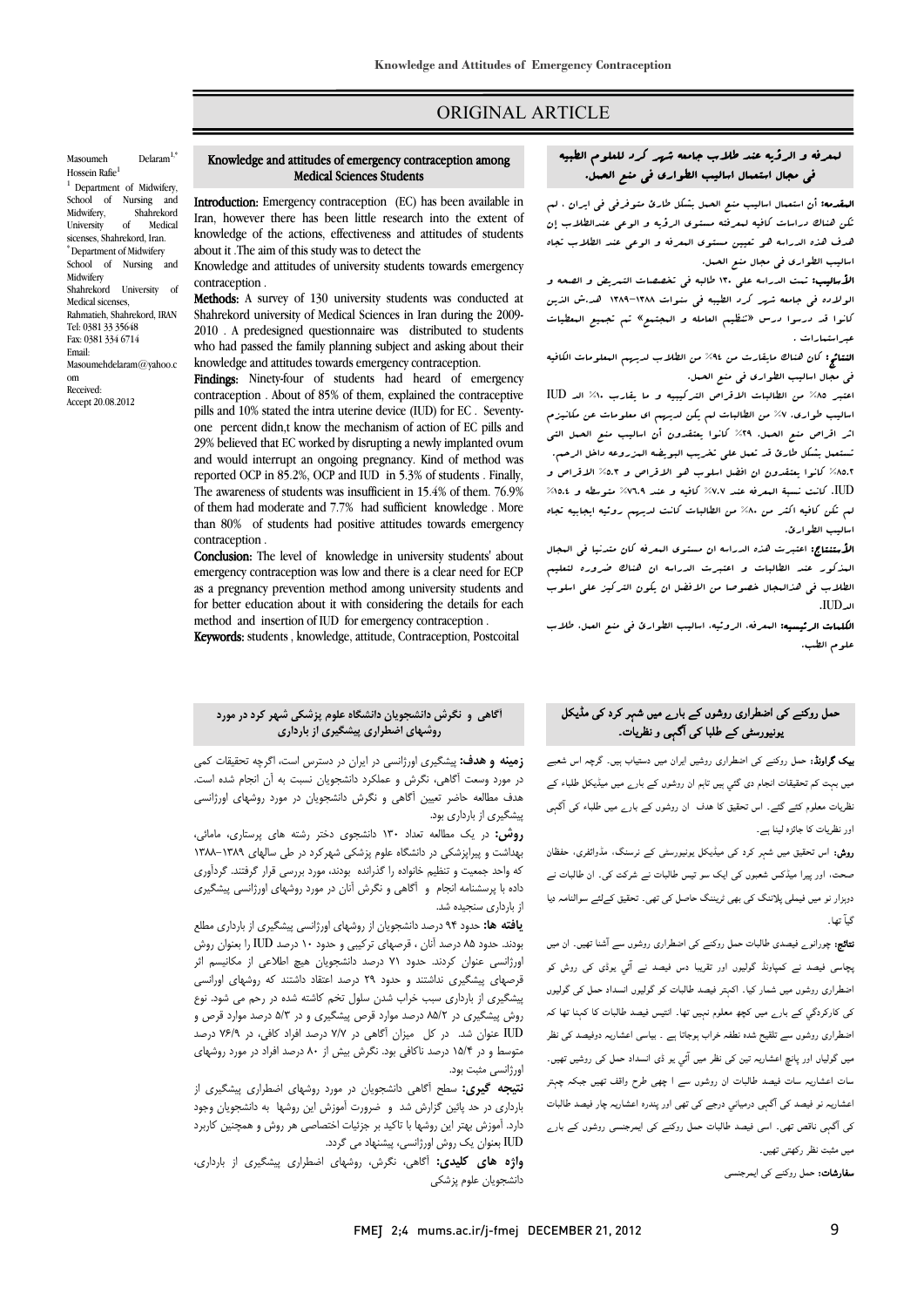ORIGINAL ARTICLE

Masoumeh Delaram[1,*]
Hossein Rafie[1]

[1] Department of Midwifery, School of Nursing and Midwifery, Shahrekord University of Medical sicenses, Shahrekord, Iran.

[*] Department of Midwifery School of Nursing and Midwifery Shahrekord University of Medical sicenses, Rahmatieh, Shahrekord, IRAN
Tel: 0381 33 35648
Fax: 0381 334 6714
Email: Masoumehdelaram@yahoo.com
Received:
Accept 20.08.2012

# Knowledge and attitudes of emergency contraception among Medical Sciences Students

**Introduction:** Emergency contraception (EC) has been available in Iran, however there has been little research into the extent of knowledge of the actions, effectiveness and attitudes of students about it .The aim of this study was to detect the

Knowledge and attitudes of university students towards emergency contraception .

**Methods:** A survey of 130 university students was conducted at Shahrekord university of Medical Sciences in Iran during the 2009-2010 . A predesigned questionnaire was distributed to students who had passed the family planning subject and asking about their knowledge and attitudes towards emergency contraception.

**Findings:** Ninety-four of students had heard of emergency contraception . About of 85% of them, explained the contraceptive pills and 10% stated the intra uterine device (IUD) for EC . Seventy-one percent didn,t know the mechanism of action of EC pills and 29% believed that EC worked by disrupting a newly implanted ovum and would interrupt an ongoing pregnancy. Kind of method was reported OCP in 85.2%, OCP and IUD in 5.3% of students . Finally, The awareness of students was insufficient in 15.4% of them. 76.9% of them had moderate and 7.7% had sufficient knowledge . More than 80% of students had positive attitudes towards emergency contraception .

**Conclusion:** The level of knowledge in university students' about emergency contraception was low and there is a clear need for ECP as a pregnancy prevention method among university students and for better education about it with considering the details for each method and insertion of IUD for emergency contraception .

**Keywords:** students , knowledge, attitude, Contraception, Postcoital

# لمعرفه و الرؤیه عند طلاب جامعه شهر کرد للعلوم الطبیه فی مجال استعمال اسالیب الطوارئ فی منع الحمل.

**المقدمه:** أن استعمال اسالیب منع الحمل بشکل طارئ متوفرفی ایران ، لم تکن هناک دراسات کافیه لمعرفه مستوی الرؤیه و الوعی عندالطلاب إن هدف هذه الدراسه هو تعیین مستوی المعرفه و الوعی عند الطلاب تجاه اسالیب الطوارئ فی مجال منع الحمل.

**الأسالیب:** تمت الدراسه علی ١٣٠ طالبه فی تخصصات التمریض و الصحه و الولاده فی جامعه شهر کرد الطبیه فی سنوات ١٣٨٨-١٣٨٩ هـ.ش الذین کانوا قد درسوا درس «تنظیم العامله و المجتمع» تم تجمیع المعطیات عبراستمارات .

**النتائج:** کان هناک مایقارب من ٩٤٪ من الطلاب لدیهم المعلومات الکافیه فی مجال اسالیب الطوارئ فی منع الحمل.

اعتبر ٨٥٪ من الطالبات الاقراص الترکیبیه و ما یقارب ١٠٪ الـ IUD اسالیب طوارئ. ٧١٪ من الطالبات لم یکن لدیهم ای معلومات عن مکانیزم اثر اقراص منع الحمل. ٢٩٪ کانوا یعتقدون أن اسالیب منع الحمل التی تستعمل بشکل طارئ قد تعمل علی تخریب البویضه المزروعه داخل الرحم.

٨٥،٢٪ کانوا یعتقدون ان افضل اسلوب هو الاقراص و ٥،٣٪ الاقراص و IUD. کانت نسبه المعرفه عند ٧،٧٪ کافیه و عند ٧٦،٩٪ متوسطه و ١٥،٤٪ لم تکن کافیه اکثر من ٨٠٪ من الطالبات کانت لدیهم رویته ایجابیه تجاه اسالیب الطوارئ.

**الأستنتاج:** اعتبرت هذه الدراسه ان مستوی المعرفه کان متدنیا فی المجال المذکور عند الطالبات و اعتبرت الدراسه ان هناک ضروره لتعلیم الطلاب فی هذالمجال خصوصا من الافضل ان یکون الترکیز علی اسلوب الـIUD.

**الکلمات الرئیسیه:** المعرفه، الرویته، اسالیب الطوارئ فی منع الحمل، طلاب علوم الطب.

# آگاهی و نگرش دانشجویان دانشگاه علوم پزشکی شهر کرد در مورد روشهای اضطراری پیشگیری از بارداری

**زمینه و هدف:** پیشگیری اورژانسی در ایران در دسترس است، اگرچه تحقیقات کمی در مورد وسعت آگاهی، نگرش و عملکرد دانشجویان نسبت به آن انجام شده است. هدف مطالعه حاضر تعیین آگاهی و نگرش دانشجویان در مورد روشهای اورژانسی پیشگیری از بارداری بود.

**روش:** در یک مطالعه تعداد ١٣٠ دانشجوی دختر رشته های پرستاری، مامائی، بهداشت و پیراپزشکی در دانشگاه علوم پزشکی شهرکرد در طی سالهای ١٣٨٩-١٣٨٨ که واحد جمعیت و تنظیم خانواده را گذرانده بودند، مورد بررسی قرار گرفتند. گردآوری داده با پرسشنامه انجام و آگاهی و نگرش آنان در مورد روشهای اورژانسی پیشگیری از بارداری سنجیده شد.

**یافته ها:** حدود ٩٤ درصد دانشجویان از روشهای اورژانسی پیشگیری از بارداری مطلع بودند. حدود ٨٥ درصد آنان ، قرصهای ترکیبی و حدود ١٠ درصد IUD را بعنوان روش اورژانسی عنوان کردند. حدود ٧١ درصد دانشجویان هیچ اطلاعی از مکانیسم اثر قرصهای پیشگیری نداشتند و حدود ٢٩ درصد اعتقاد داشتند که روشهای اورانسی پیشگیری از بارداری سبب خراب شدن سلول تخم کاشته شده در رحم می شود. نوع روش پیشگیری در ٨٥/٢ درصد موارد قرص پیشگیری و در ٥/٣ درصد موارد قرص و IUD عنوان شد. در کل میزان آگاهی در ٧/٧ درصد افراد کافی، در ٧٦/٩ درصد متوسط و در ١٥/٤ درصد ناکافی بود. نگرش بیش از ٨٠ درصد افراد در مورد روشهای اورژانسی مثبت بود.

**نتیجه گیری:** سطح آگاهی دانشجویان در مورد روشهای اضطراری پیشگیری از بارداری در حد پائین گزارش شد و ضرورت آموزش این روشها به دانشجویان وجود دارد. آموزش بهتر این روشها با تاکید بر جزئیات اختصاصی هر روش و همچنین کاربرد IUD بعنوان یک روش اورژانسی، پیشنهاد می گردد.

**واژه های کلیدی:** آگاهی، نگرش، روشهای اضطراری پیشگیری از بارداری، دانشجویان علوم پزشکی

# حمل روکنے کی اضطراری روشوں کے بارے میں شہر کرد کی مڈیکل یونیورسٹی کے طلبا کی آگہی و نظریات۔

**بیک گراونڈ:** حمل روکنے کی اضطراری روشیں ایران میں دستیاب ہیں۔ گرچہ اس شعبے میں بہت کم تحقیقات انجام دی گئي ہیں تاہم ان روشوں کے بارے میں میڈیکل طلباء کے نظریات معلوم کئے گئے۔ اس تحقیق کا ھدف ان روشوں کے بارے میں طلباء کی آگہی اور نظریات کا جائزہ لینا ہے۔

**روش:** اس تحقیق میں شہر کرد کی میڈیکل یونیورسٹی کے نرسنگ، مڈوائفری، حفظان صحت، اور پیرا میڈکس شعبوں کی ایک سو تیس طالبات نے شرکت کی۔ ان طالبات نے دوہزار نو میں فیملی پلاننگ کی بھی ٹریننگ حاصل کی تھی۔ تحقیق کےلئے سوالنامہ دیا گیآ تھا۔

**نتائج:** چورانوے فیصدی طالبات حمل روکنے کی اضطراری روشوں سے آشنا تھیں۔ ان میں پچاسی فیصد نے کمپاونڈ گولیوں اور تقریبا دس فیصد نے آئي یوڈی کی روش کو اضطراری روشوں میں شمار کیا۔ اکہتر فیصد طالبات کو گولیوں انسداد حمل کی گولیوں کی کارکردگي کے بارے میں کچھ معلوم نہیں تھا۔ انتیس فیصد طالبات کا کہنا تھا کہ اضطراری روشوں سے تلقیح شدہ نطفہ خراب ہوجاتا ہے ۔ بیاسی اعشاریہ دوفیصد کی نظر میں گولیاں اور پانچ اعشاریہ تین کی نظر میں آئي یو ڈی انسداد حمل کی روشیں تھیں۔ سات اعشاریہ سات فیصد طالبات ان روشوں سے ا چھی طرح واقف تھیں جبکہ چہتر اعشاریہ نو فیصد کی آگہی درمیانی درجے کی تھی اور پندرہ اعشاریہ چار فیصد طالبات کی آگہی ناقص تھی۔ اسی فیصد طالبات حمل روکنے کی ایمرجنسی روشوں کے بارے میں مثبت نظر رکھتی تھیں۔

**سفارشات:** حمل روکنے کی ایمرجنسی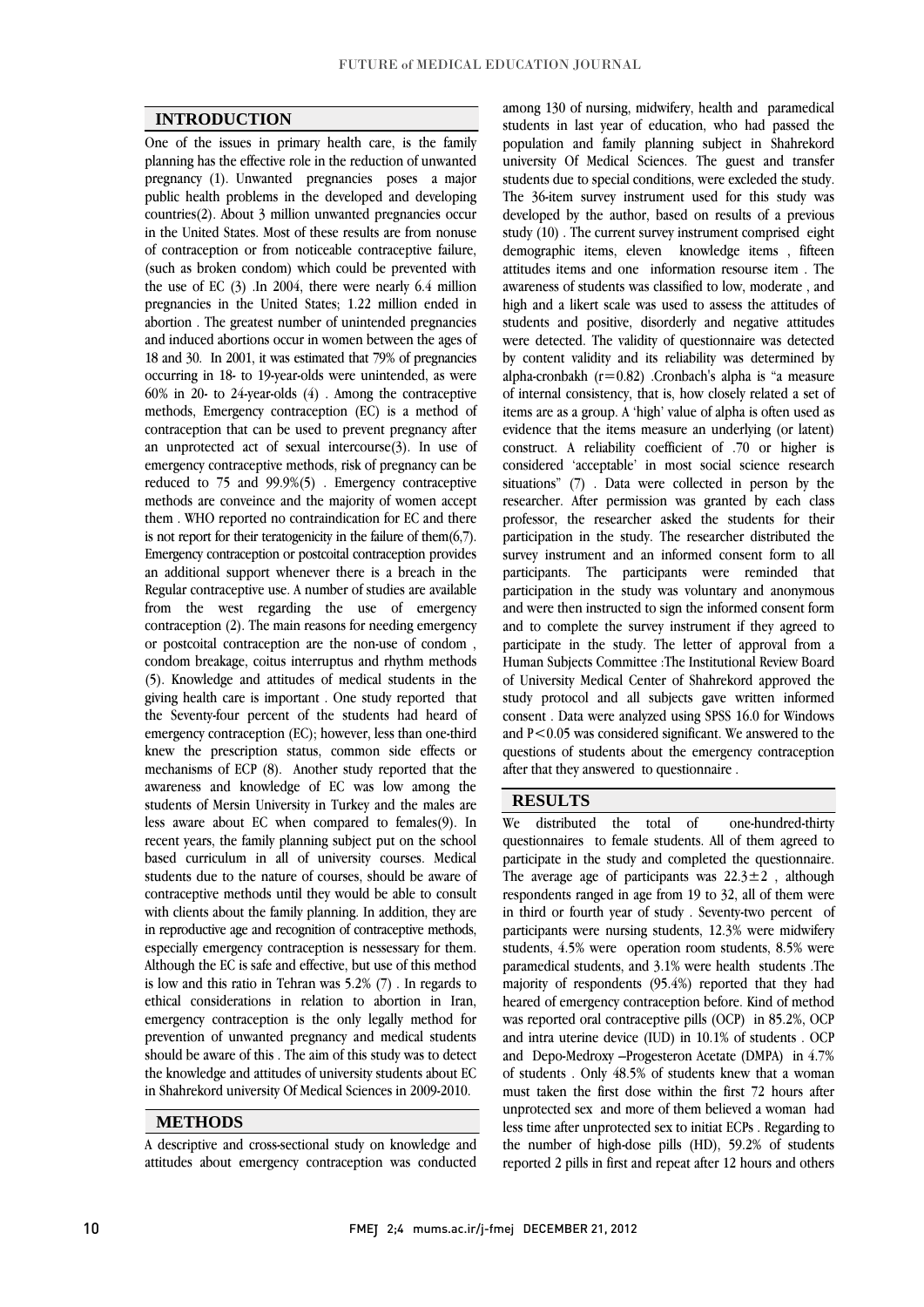## INTRODUCTION

One of the issues in primary health care, is the family planning has the effective role in the reduction of unwanted pregnancy (1). Unwanted pregnancies poses a major public health problems in the developed and developing countries(2). About 3 million unwanted pregnancies occur in the United States. Most of these results are from nonuse of contraception or from noticeable contraceptive failure, (such as broken condom) which could be prevented with the use of EC (3) .In 2004, there were nearly 6.4 million pregnancies in the United States; 1.22 million ended in abortion . The greatest number of unintended pregnancies and induced abortions occur in women between the ages of 18 and 30. In 2001, it was estimated that 79% of pregnancies occurring in 18- to 19-year-olds were unintended, as were 60% in 20- to 24-year-olds (4) . Among the contraceptive methods, Emergency contraception (EC) is a method of contraception that can be used to prevent pregnancy after an unprotected act of sexual intercourse(3). In use of emergency contraceptive methods, risk of pregnancy can be reduced to 75 and 99.9%(5) . Emergency contraceptive methods are conveince and the majority of women accept them . WHO reported no contraindication for EC and there is not report for their teratogenicity in the failure of them(6,7). Emergency contraception or postcoital contraception provides an additional support whenever there is a breach in the Regular contraceptive use. A number of studies are available from the west regarding the use of emergency contraception (2). The main reasons for needing emergency or postcoital contraception are the non-use of condom , condom breakage, coitus interruptus and rhythm methods (5). Knowledge and attitudes of medical students in the giving health care is important . One study reported that the Seventy-four percent of the students had heard of emergency contraception (EC); however, less than one-third knew the prescription status, common side effects or mechanisms of ECP (8). Another study reported that the awareness and knowledge of EC was low among the students of Mersin University in Turkey and the males are less aware about EC when compared to females(9). In recent years, the family planning subject put on the school based curriculum in all of university courses. Medical students due to the nature of courses, should be aware of contraceptive methods until they would be able to consult with clients about the family planning. In addition, they are in reproductive age and recognition of contraceptive methods, especially emergency contraception is nessessary for them. Although the EC is safe and effective, but use of this method is low and this ratio in Tehran was 5.2% (7) . In regards to ethical considerations in relation to abortion in Iran, emergency contraception is the only legally method for prevention of unwanted pregnancy and medical students should be aware of this . The aim of this study was to detect the knowledge and attitudes of university students about EC in Shahrekord university Of Medical Sciences in 2009-2010.

## METHODS

A descriptive and cross-sectional study on knowledge and attitudes about emergency contraception was conducted among 130 of nursing, midwifery, health and paramedical students in last year of education, who had passed the population and family planning subject in Shahrekord university Of Medical Sciences. The guest and transfer students due to special conditions, were excleded the study. The 36-item survey instrument used for this study was developed by the author, based on results of a previous study (10) . The current survey instrument comprised eight demographic items, eleven knowledge items , fifteen attitudes items and one information resourse item . The awareness of students was classified to low, moderate , and high and a likert scale was used to assess the attitudes of students and positive, disorderly and negative attitudes were detected. The validity of questionnaire was detected by content validity and its reliability was determined by alpha-cronbakh ($r=0.82$) .Cronbach's alpha is "a measure of internal consistency, that is, how closely related a set of items are as a group. A 'high' value of alpha is often used as evidence that the items measure an underlying (or latent) construct. A reliability coefficient of .70 or higher is considered 'acceptable' in most social science research situations" (7) . Data were collected in person by the researcher. After permission was granted by each class professor, the researcher asked the students for their participation in the study. The researcher distributed the survey instrument and an informed consent form to all participants. The participants were reminded that participation in the study was voluntary and anonymous and were then instructed to sign the informed consent form and to complete the survey instrument if they agreed to participate in the study. The letter of approval from a Human Subjects Committee :The Institutional Review Board of University Medical Center of Shahrekord approved the study protocol and all subjects gave written informed consent . Data were analyzed using SPSS 16.0 for Windows and $P<0.05$ was considered significant. We answered to the questions of students about the emergency contraception after that they answered to questionnaire .

## RESULTS

We distributed the total of one-hundred-thirty questionnaires to female students. All of them agreed to participate in the study and completed the questionnaire. The average age of participants was $22.3\pm2$ , although respondents ranged in age from 19 to 32, all of them were in third or fourth year of study . Seventy-two percent of participants were nursing students, 12.3% were midwifery students, 4.5% were operation room students, 8.5% were paramedical students, and 3.1% were health students .The majority of respondents (95.4%) reported that they had heared of emergency contraception before. Kind of method was reported oral contraceptive pills (OCP) in 85.2%, OCP and intra uterine device (IUD) in 10.1% of students . OCP and Depo-Medroxy –Progesteron Acetate (DMPA) in 4.7% of students . Only 48.5% of students knew that a woman must taken the first dose within the first 72 hours after unprotected sex and more of them believed a woman had less time after unprotected sex to initiat ECPs . Regarding to the number of high-dose pills (HD), 59.2% of students reported 2 pills in first and repeat after 12 hours and others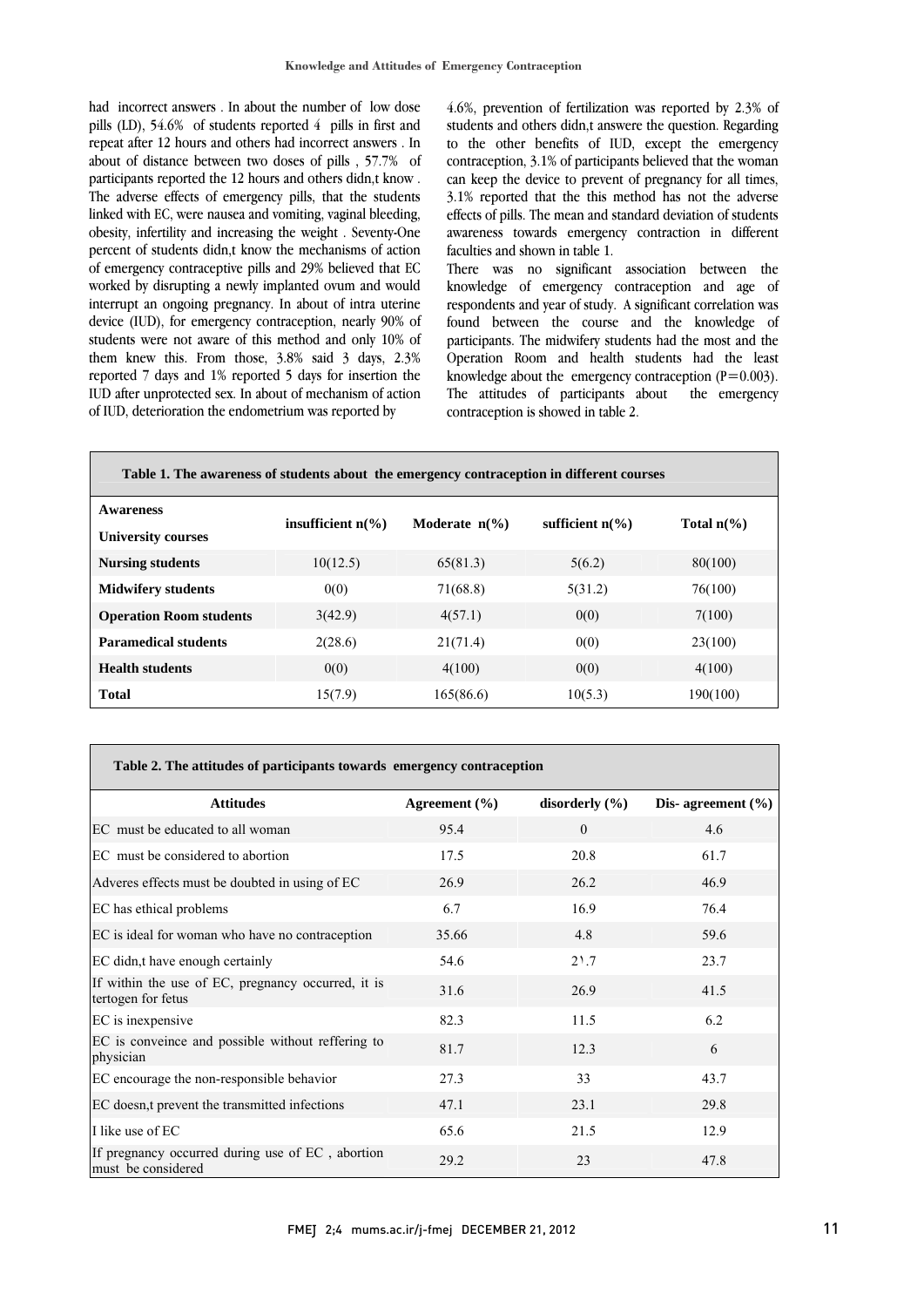had incorrect answers . In about the number of low dose pills (LD), 54.6% of students reported 4 pills in first and repeat after 12 hours and others had incorrect answers . In about of distance between two doses of pills , 57.7% of participants reported the 12 hours and others didn,t know . The adverse effects of emergency pills, that the students linked with EC, were nausea and vomiting, vaginal bleeding, obesity, infertility and increasing the weight . Seventy-One percent of students didn,t know the mechanisms of action of emergency contraceptive pills and 29% believed that EC worked by disrupting a newly implanted ovum and would interrupt an ongoing pregnancy. In about of intra uterine device (IUD), for emergency contraception, nearly 90% of students were not aware of this method and only 10% of them knew this. From those, 3.8% said 3 days, 2.3% reported 7 days and 1% reported 5 days for insertion the IUD after unprotected sex. In about of mechanism of action of IUD, deterioration the endometrium was reported by 4.6%, prevention of fertilization was reported by 2.3% of students and others didn,t answere the question. Regarding to the other benefits of IUD, except the emergency contraception, 3.1% of participants believed that the woman can keep the device to prevent of pregnancy for all times, 3.1% reported that the this method has not the adverse effects of pills. The mean and standard deviation of students awareness towards emergency contraction in different faculties and shown in table 1.

There was no significant association between the knowledge of emergency contraception and age of respondents and year of study. A significant correlation was found between the course and the knowledge of participants. The midwifery students had the most and the Operation Room and health students had the least knowledge about the emergency contraception (P=0.003). The attitudes of participants about the emergency contraception is showed in table 2.

**Table 1. The awareness of students about the emergency contraception in different courses**

| Awareness / University courses | insufficient n(%) | Moderate n(%) | sufficient n(%) | Total n(%) |
|---|---|---|---|---|
| **Nursing students** | 10(12.5) | 65(81.3) | 5(6.2) | 80(100) |
| **Midwifery students** | 0(0) | 71(68.8) | 5(31.2) | 76(100) |
| **Operation Room students** | 3(42.9) | 4(57.1) | 0(0) | 7(100) |
| **Paramedical students** | 2(28.6) | 21(71.4) | 0(0) | 23(100) |
| **Health students** | 0(0) | 4(100) | 0(0) | 4(100) |
| **Total** | 15(7.9) | 165(86.6) | 10(5.3) | 190(100) |

**Table 2. The attitudes of participants towards emergency contraception**

| Attitudes | Agreement (%) | disorderly (%) | Dis- agreement (%) |
|---|---|---|---|
| EC must be educated to all woman | 95.4 | 0 | 4.6 |
| EC must be considered to abortion | 17.5 | 20.8 | 61.7 |
| Adveres effects must be doubted in using of EC | 26.9 | 26.2 | 46.9 |
| EC has ethical problems | 6.7 | 16.9 | 76.4 |
| EC is ideal for woman who have no contraception | 35.66 | 4.8 | 59.6 |
| EC didn,t have enough certainly | 54.6 | 21.7 | 23.7 |
| If within the use of EC, pregnancy occurred, it is tertogen for fetus | 31.6 | 26.9 | 41.5 |
| EC is inexpensive | 82.3 | 11.5 | 6.2 |
| EC is conveince and possible without reffering to physician | 81.7 | 12.3 | 6 |
| EC encourage the non-responsible behavior | 27.3 | 33 | 43.7 |
| EC doesn,t prevent the transmitted infections | 47.1 | 23.1 | 29.8 |
| I like use of EC | 65.6 | 21.5 | 12.9 |
| If pregnancy occurred during use of EC , abortion must be considered | 29.2 | 23 | 47.8 |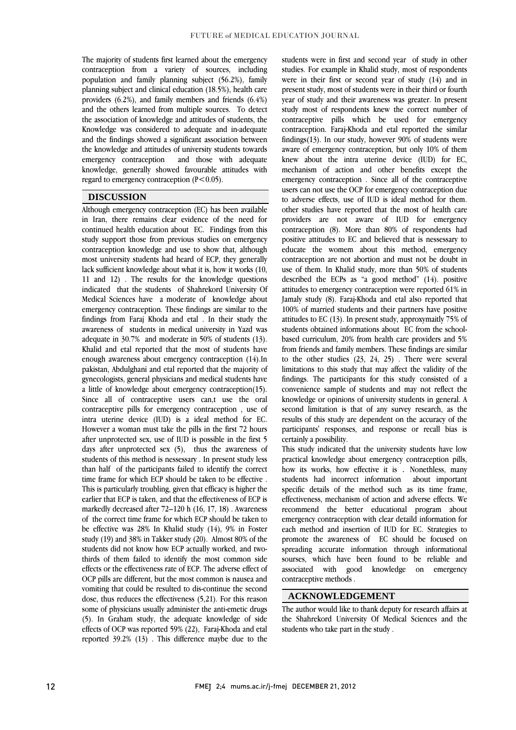The majority of students first learned about the emergency contraception from a variety of sources, including population and family planning subject (56.2%), family planning subject and clinical education (18.5%), health care providers (6.2%), and family members and friends (6.4%) and the others learned from multiple sources. To detect the association of knowledge and attitudes of students, the Knowledge was considered to adequate and in-adequate and the findings showed a significant association between the knowledge and attitudes of university students towards emergency contraception and those with adequate knowledge, generally showed favourable attitudes with regard to emergency contraception ($P<0.05$).

## DISCUSSION

Although emergency contraception (EC) has been available in Iran, there remains clear evidence of the need for continued health education about EC. Findings from this study support those from previous studies on emergency contraception knowledge and use to show that, although most university students had heard of ECP, they generally lack sufficient knowledge about what it is, how it works (10, 11 and 12) . The results for the knowledge questions indicated that the students of Shahrekord University Of Medical Sciences have a moderate of knowledge about emergency contraception. These findings are similar to the findings from Faraj Khoda and etal . In their study the awareness of students in medical university in Yazd was adequate in 30.7% and moderate in 50% of students (13). Khalid and etal reported that the most of students have enough awareness about emergency contraception (14).In pakistan, Abdulghani and etal reported that the majority of gynecologists, general physicians and medical students have a little of knowledge about emergency contraception(15). Since all of contraceptive users can,t use the oral contraceptive pills for emergency contraception , use of intra uterine device (IUD) is a ideal method for EC. However a woman must take the pills in the first 72 hours after unprotected sex, use of IUD is possible in the first 5 days after unprotected sex (5), thus the awareness of students of this method is nessessary . In present study less than half of the participants failed to identify the correct time frame for which ECP should be taken to be effective . This is particularly troubling, given that efficacy is higher the earlier that ECP is taken, and that the effectiveness of ECP is markedly decreased after 72–120 h (16, 17, 18) . Awareness of the correct time frame for which ECP should be taken to be effective was 28% In Khalid study (14), 9% in Foster study (19) and 38% in Takker study (20). Almost 80% of the students did not know how ECP actually worked, and two-thirds of them failed to identify the most common side effects or the effectiveness rate of ECP. The adverse effect of OCP pills are different, but the most common is nausea and vomiting that could be resulted to dis-continue the second dose, thus reduces the effectiveness (5,21). For this reason some of physicians usually administer the anti-emetic drugs (5). In Graham study, the adequate knowledge of side effects of OCP was reported 59% (22), Faraj-Khoda and etal reported 39.2% (13) . This difference maybe due to the students were in first and second year of study in other studies. For example in Khalid study, most of respondents were in their first or second year of study (14) and in present study, most of students were in their third or fourth year of study and their awareness was greater. In present study most of respondents knew the correct number of contraceptive pills which be used for emergency contraception. Faraj-Khoda and etal reported the similar findings(13). In our study, however 90% of students were aware of emergency contraception, but only 10% of them knew about the intra uterine device (IUD) for EC, mechanism of action and other benefits except the emergency contraception . Since all of the contraceptive users can not use the OCP for emergency contraception due to adverse effects, use of IUD is ideal method for them. other studies have reported that the most of health care providers are not aware of IUD for emergency contraception (8). More than 80% of respondents had positive attitudes to EC and believed that is nessessary to educate the womem about this method, emergency contraception are not abortion and must not be doubt in use of them. In Khalid study, more than 50% of students described the ECPs as "a good method" (14). positive attitudes to emergency contraception were reported 61% in Jamaly study (8). Faraj-Khoda and etal also reported that 100% of married students and their partners have positive attitudes to EC (13). In present study, approxymaitly 75% of students obtained informations about EC from the school-based curriculum, 20% from health care providers and 5% from friends and family members. These findings are similar to the other studies (23, 24, 25) . There were several limitations to this study that may affect the validity of the findings. The participants for this study consisted of a convenience sample of students and may not reflect the knowledge or opinions of university students in general. A second limitation is that of any survey research, as the results of this study are dependent on the accuracy of the participants' responses, and response or recall bias is certainly a possibility.

This study indicated that the university students have low practical knowledge about emergency contraception pills, how its works, how effective it is . Nonetheless, many students had incorrect information about important specific details of the method such as its time frame, effectiveness, mechanism of action and adverse effects. We recommend the better educational program about emergency contraception with clear detaild information for each method and insertion of IUD for EC. Strategies to promote the awareness of EC should be focused on spreading accurate information through informational sourses, which have been found to be reliable and associated with good knowledge on emergency contraceptive methods .

## ACKNOWLEDGEMENT

The author would like to thank deputy for research affairs at the Shahrekord University Of Medical Sciences and the students who take part in the study .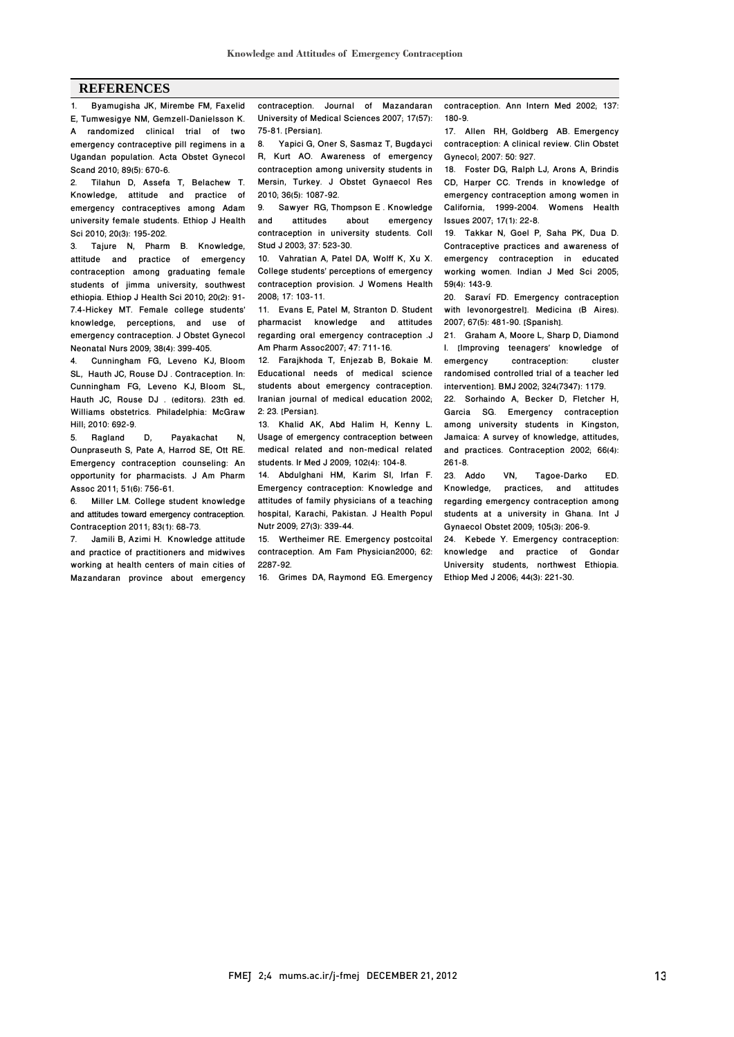## REFERENCES

1. Byamugisha JK, Mirembe FM, Faxelid E, Tumwesigye NM, Gemzell-Danielsson K. A randomized clinical trial of two emergency contraceptive pill regimens in a Ugandan population. Acta Obstet Gynecol Scand 2010; 89(5): 670-6.
2. Tilahun D, Assefa T, Belachew T. Knowledge, attitude and practice of emergency contraceptives among Adam university female students. Ethiop J Health Sci 2010; 20(3): 195-202.
3. Tajure N, Pharm B. Knowledge, attitude and practice of emergency contraception among graduating female students of jimma university, southwest ethiopia. Ethiop J Health Sci 2010; 20(2): 91-7.4-Hickey MT. Female college students' knowledge, perceptions, and use of emergency contraception. J Obstet Gynecol Neonatal Nurs 2009; 38(4): 399-405.
4. Cunningham FG, Leveno KJ, Bloom SL, Hauth JC, Rouse DJ . Contraception. In: Cunningham FG, Leveno KJ, Bloom SL, Hauth JC, Rouse DJ . (editors). 23th ed. Williams obstetrics. Philadelphia: McGraw Hill; 2010: 692-9.
5. Ragland D, Payakachat N, Ounpraseuth S, Pate A, Harrod SE, Ott RE. Emergency contraception counseling: An opportunity for pharmacists. J Am Pharm Assoc 2011; 51(6): 756-61.
6. Miller LM. College student knowledge and attitudes toward emergency contraception. Contraception 2011; 83(1): 68-73.
7. Jamili B, Azimi H. Knowledge attitude and practice of practitioners and midwives working at health centers of main cities of Mazandaran province about emergency contraception. Journal of Mazandaran University of Medical Sciences 2007; 17(57): 75-81. [Persian].
8. Yapici G, Oner S, Sasmaz T, Bugdayci R, Kurt AO. Awareness of emergency contraception among university students in Mersin, Turkey. J Obstet Gynaecol Res 2010; 36(5): 1087-92.
9. Sawyer RG, Thompson E . Knowledge and attitudes about emergency contraception in university students. Coll Stud J 2003; 37: 523-30.
10. Vahratian A, Patel DA, Wolff K, Xu X. College students' perceptions of emergency contraception provision. J Womens Health 2008; 17: 103-11.
11. Evans E, Patel M, Stranton D. Student pharmacist knowledge and attitudes regarding oral emergency contraception .J Am Pharm Assoc2007; 47: 711-16.
12. Farajkhoda T, Enjezab B, Bokaie M. Educational needs of medical science students about emergency contraception. Iranian journal of medical education 2002; 2: 23. [Persian].
13. Khalid AK, Abd Halim H, Kenny L. Usage of emergency contraception between medical related and non-medical related students. Ir Med J 2009; 102(4): 104-8.
14. Abdulghani HM, Karim SI, Irfan F. Emergency contraception: Knowledge and attitudes of family physicians of a teaching hospital, Karachi, Pakistan. J Health Popul Nutr 2009; 27(3): 339-44.
15. Wertheimer RE. Emergency postcoital contraception. Am Fam Physician2000; 62: 2287-92.
16. Grimes DA, Raymond EG. Emergency contraception. Ann Intern Med 2002; 137: 180-9.
17. Allen RH, Goldberg AB. Emergency contraception: A clinical review. Clin Obstet Gynecol; 2007: 50: 927.
18. Foster DG, Ralph LJ, Arons A, Brindis CD, Harper CC. Trends in knowledge of emergency contraception among women in California, 1999-2004. Womens Health Issues 2007; 17(1): 22-8.
19. Takkar N, Goel P, Saha PK, Dua D. Contraceptive practices and awareness of emergency contraception in educated working women. Indian J Med Sci 2005; 59(4): 143-9.
20. Saraví FD. Emergency contraception with levonorgestrel]. Medicina (B Aires). 2007; 67(5): 481-90. [Spanish].
21. Graham A, Moore L, Sharp D, Diamond I. [Improving teenagers' knowledge of emergency contraception: cluster randomised controlled trial of a teacher led intervention]. BMJ 2002; 324(7347): 1179.
22. Sorhaindo A, Becker D, Fletcher H, Garcia SG. Emergency contraception among university students in Kingston, Jamaica: A survey of knowledge, attitudes, and practices. Contraception 2002; 66(4): 261-8.
23. Addo VN, Tagoe-Darko ED. Knowledge, practices, and attitudes regarding emergency contraception among students at a university in Ghana. Int J Gynaecol Obstet 2009; 105(3): 206-9.
24. Kebede Y. Emergency contraception: knowledge and practice of Gondar University students, northwest Ethiopia. Ethiop Med J 2006; 44(3): 221-30.